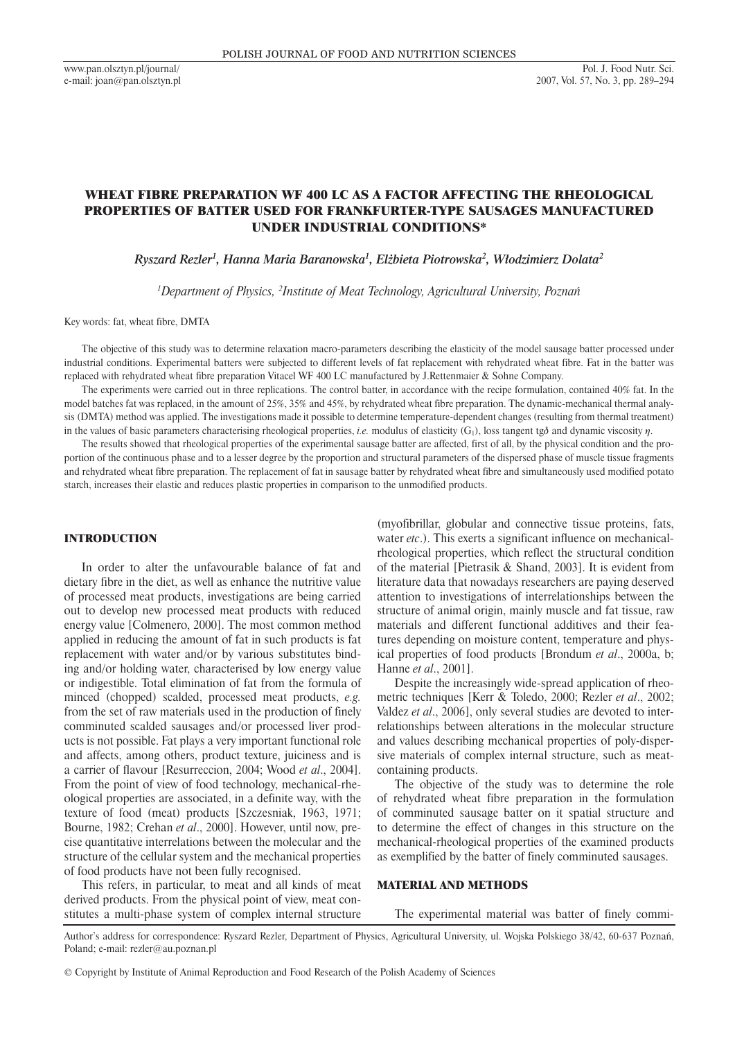# WHEAT FIBRE PREPARATION WF 400 LC AS A FACTOR AFFECTING THE RHEOLOGICAL PROPERTIES OF BATTER USED FOR FRANKFURTER-TYPE SAUSAGES MANUFACTURED UNDER INDUSTRIAL CONDITIONS*

*Ryszard Rezler[1], Hanna Maria Baranowska[1], Elżbieta Piotrowska[2], Włodzimierz Dolata[2]*

*[1]Department of Physics, [2]Institute of Meat Technology, Agricultural University, Poznań*

Key words: fat, wheat fibre, DMTA

The objective of this study was to determine relaxation macro-parameters describing the elasticity of the model sausage batter processed under industrial conditions. Experimental batters were subjected to different levels of fat replacement with rehydrated wheat fibre. Fat in the batter was replaced with rehydrated wheat fibre preparation Vitacel WF 400 LC manufactured by J.Rettenmaier & Sohne Company.

The experiments were carried out in three replications. The control batter, in accordance with the recipe formulation, contained 40% fat. In the model batches fat was replaced, in the amount of 25%, 35% and 45%, by rehydrated wheat fibre preparation. The dynamic-mechanical thermal analysis (DMTA) method was applied. The investigations made it possible to determine temperature-dependent changes (resulting from thermal treatment) in the values of basic parameters characterising rheological properties, *i.e.* modulus of elasticity ($G_1$), loss tangent tg$\delta$ and dynamic viscosity $\eta$.

The results showed that rheological properties of the experimental sausage batter are affected, first of all, by the physical condition and the proportion of the continuous phase and to a lesser degree by the proportion and structural parameters of the dispersed phase of muscle tissue fragments and rehydrated wheat fibre preparation. The replacement of fat in sausage batter by rehydrated wheat fibre and simultaneously used modified potato starch, increases their elastic and reduces plastic properties in comparison to the unmodified products.

## INTRODUCTION

In order to alter the unfavourable balance of fat and dietary fibre in the diet, as well as enhance the nutritive value of processed meat products, investigations are being carried out to develop new processed meat products with reduced energy value [Colmenero, 2000]. The most common method applied in reducing the amount of fat in such products is fat replacement with water and/or by various substitutes binding and/or holding water, characterised by low energy value or indigestible. Total elimination of fat from the formula of minced (chopped) scalded, processed meat products, *e.g.* from the set of raw materials used in the production of finely comminuted scalded sausages and/or processed liver products is not possible. Fat plays a very important functional role and affects, among others, product texture, juiciness and is a carrier of flavour [Resurreccion, 2004; Wood *et al*., 2004]. From the point of view of food technology, mechanical-rheological properties are associated, in a definite way, with the texture of food (meat) products [Szczesniak, 1963, 1971; Bourne, 1982; Crehan *et al*., 2000]. However, until now, precise quantitative interrelations between the molecular and the structure of the cellular system and the mechanical properties of food products have not been fully recognised.

This refers, in particular, to meat and all kinds of meat derived products. From the physical point of view, meat constitutes a multi-phase system of complex internal structure (myofibrillar, globular and connective tissue proteins, fats, water *etc*.). This exerts a significant influence on mechanical-rheological properties, which reflect the structural condition of the material [Pietrasik & Shand, 2003]. It is evident from literature data that nowadays researchers are paying deserved attention to investigations of interrelationships between the structure of animal origin, mainly muscle and fat tissue, raw materials and different functional additives and their features depending on moisture content, temperature and physical properties of food products [Brondum *et al*., 2000a, b; Hanne *et al*., 2001].

Despite the increasingly wide-spread application of rheometric techniques [Kerr & Toledo, 2000; Rezler *et al*., 2002; Valdez *et al*., 2006], only several studies are devoted to interrelationships between alterations in the molecular structure and values describing mechanical properties of poly-dispersive materials of complex internal structure, such as meat-containing products.

The objective of the study was to determine the role of rehydrated wheat fibre preparation in the formulation of comminuted sausage batter on it spatial structure and to determine the effect of changes in this structure on the mechanical-rheological properties of the examined products as exemplified by the batter of finely comminuted sausages.

## MATERIAL AND METHODS

The experimental material was batter of finely commi-

Author's address for correspondence: Ryszard Rezler, Department of Physics, Agricultural University, ul. Wojska Polskiego 38/42, 60-637 Poznań, Poland; e-mail: rezler@au.poznan.pl

© Copyright by Institute of Animal Reproduction and Food Research of the Polish Academy of Sciences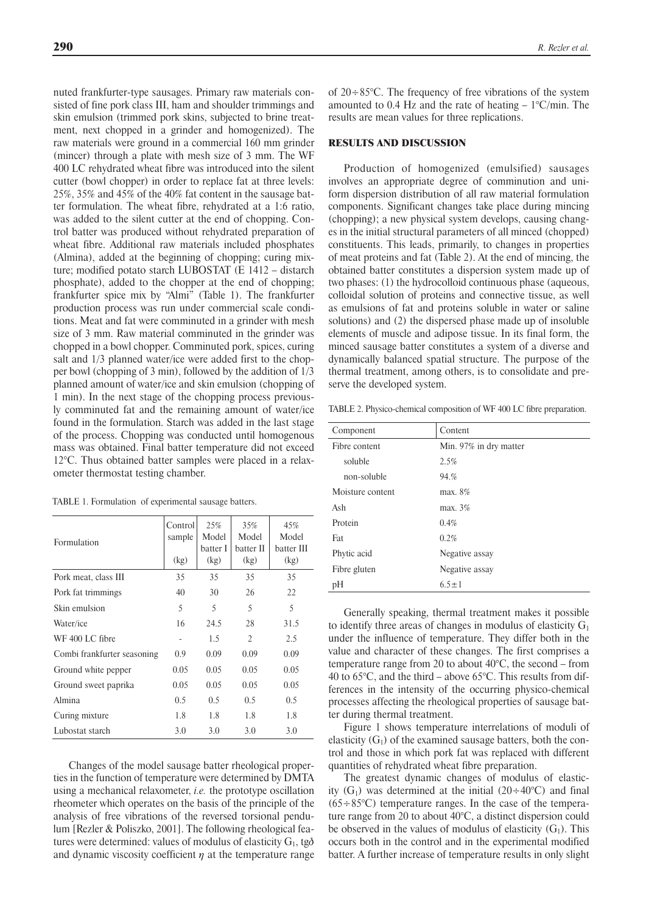nuted frankfurter-type sausages. Primary raw materials consisted of fine pork class III, ham and shoulder trimmings and skin emulsion (trimmed pork skins, subjected to brine treatment, next chopped in a grinder and homogenized). The raw materials were ground in a commercial 160 mm grinder (mincer) through a plate with mesh size of 3 mm. The WF 400 LC rehydrated wheat fibre was introduced into the silent cutter (bowl chopper) in order to replace fat at three levels: 25%, 35% and 45% of the 40% fat content in the sausage batter formulation. The wheat fibre, rehydrated at a 1:6 ratio, was added to the silent cutter at the end of chopping. Control batter was produced without rehydrated preparation of wheat fibre. Additional raw materials included phosphates (Almina), added at the beginning of chopping; curing mixture; modified potato starch LUBOSTAT (E 1412 – distarch phosphate), added to the chopper at the end of chopping; frankfurter spice mix by "Almi" (Table 1). The frankfurter production process was run under commercial scale conditions. Meat and fat were comminuted in a grinder with mesh size of 3 mm. Raw material comminuted in the grinder was chopped in a bowl chopper. Comminuted pork, spices, curing salt and 1/3 planned water/ice were added first to the chopper bowl (chopping of 3 min), followed by the addition of 1/3 planned amount of water/ice and skin emulsion (chopping of 1 min). In the next stage of the chopping process previously comminuted fat and the remaining amount of water/ice found in the formulation. Starch was added in the last stage of the process. Chopping was conducted until homogenous mass was obtained. Final batter temperature did not exceed 12°C. Thus obtained batter samples were placed in a relaxometer thermostat testing chamber.

TABLE 1. Formulation of experimental sausage batters.

| Formulation | Control sample (kg) | 25% Model batter I (kg) | 35% Model batter II (kg) | 45% Model batter III (kg) |
|---|---|---|---|---|
| Pork meat, class III | 35 | 35 | 35 | 35 |
| Pork fat trimmings | 40 | 30 | 26 | 22 |
| Skin emulsion | 5 | 5 | 5 | 5 |
| Water/ice | 16 | 24.5 | 28 | 31.5 |
| WF 400 LC fibre | - | 1.5 | 2 | 2.5 |
| Combi frankfurter seasoning | 0.9 | 0.09 | 0.09 | 0.09 |
| Ground white pepper | 0.05 | 0.05 | 0.05 | 0.05 |
| Ground sweet paprika | 0.05 | 0.05 | 0.05 | 0.05 |
| Almina | 0.5 | 0.5 | 0.5 | 0.5 |
| Curing mixture | 1.8 | 1.8 | 1.8 | 1.8 |
| Lubostat starch | 3.0 | 3.0 | 3.0 | 3.0 |

Changes of the model sausage batter rheological properties in the function of temperature were determined by DMTA using a mechanical relaxometer, *i.e.* the prototype oscillation rheometer which operates on the basis of the principle of the analysis of free vibrations of the reversed torsional pendulum [Rezler & Poliszko, 2001]. The following rheological features were determined: values of modulus of elasticity $G_1$, tg$\delta$ and dynamic viscosity coefficient $\eta$ at the temperature range of 20÷85°C. The frequency of free vibrations of the system amounted to 0.4 Hz and the rate of heating – 1°C/min. The results are mean values for three replications.

## RESULTS AND DISCUSSION

Production of homogenized (emulsified) sausages involves an appropriate degree of comminution and uniform dispersion distribution of all raw material formulation components. Significant changes take place during mincing (chopping); a new physical system develops, causing changes in the initial structural parameters of all minced (chopped) constituents. This leads, primarily, to changes in properties of meat proteins and fat (Table 2). At the end of mincing, the obtained batter constitutes a dispersion system made up of two phases: (1) the hydrocolloid continuous phase (aqueous, colloidal solution of proteins and connective tissue, as well as emulsions of fat and proteins soluble in water or saline solutions) and (2) the dispersed phase made up of insoluble elements of muscle and adipose tissue. In its final form, the minced sausage batter constitutes a system of a diverse and dynamically balanced spatial structure. The purpose of the thermal treatment, among others, is to consolidate and preserve the developed system.

TABLE 2. Physico-chemical composition of WF 400 LC fibre preparation.

| Component | Content |
|---|---|
| Fibre content | Min. 97% in dry matter |
| soluble | 2.5% |
| non-soluble | 94.% |
| Moisture content | max. 8% |
| Ash | max. 3% |
| Protein | 0.4% |
| Fat | 0.2% |
| Phytic acid | Negative assay |
| Fibre gluten | Negative assay |
| pH | 6.5±1 |

Generally speaking, thermal treatment makes it possible to identify three areas of changes in modulus of elasticity $G_1$ under the influence of temperature. They differ both in the value and character of these changes. The first comprises a temperature range from 20 to about 40°C, the second – from 40 to 65°C, and the third – above 65°C. This results from differences in the intensity of the occurring physico-chemical processes affecting the rheological properties of sausage batter during thermal treatment.

Figure 1 shows temperature interrelations of moduli of elasticity ($G_1$) of the examined sausage batters, both the control and those in which pork fat was replaced with different quantities of rehydrated wheat fibre preparation.

The greatest dynamic changes of modulus of elasticity ($G_1$) was determined at the initial (20÷40°C) and final (65÷85°C) temperature ranges. In the case of the temperature range from 20 to about 40°C, a distinct dispersion could be observed in the values of modulus of elasticity ($G_1$). This occurs both in the control and in the experimental modified batter. A further increase of temperature results in only slight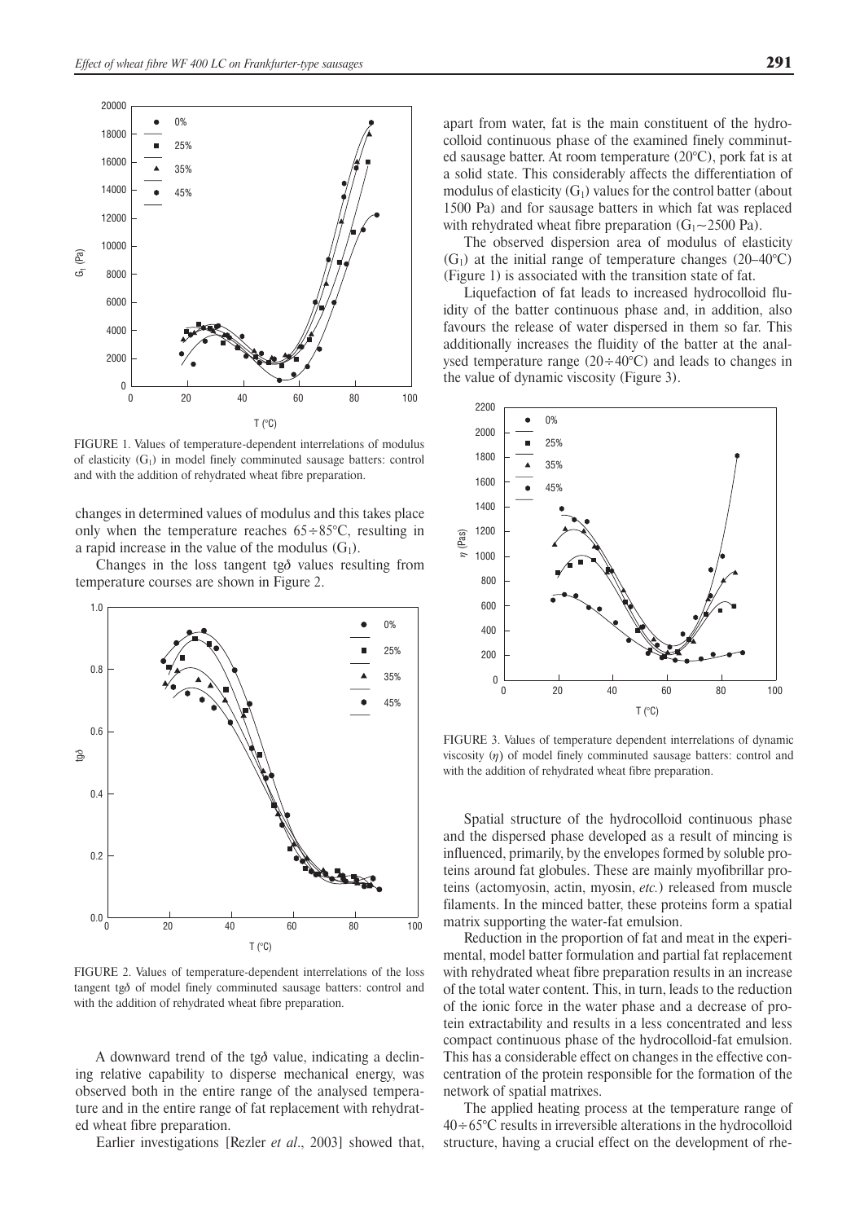FIGURE 1. Values of temperature-dependent interrelations of modulus of elasticity ($G_1$) in model finely comminuted sausage batters: control and with the addition of rehydrated wheat fibre preparation.

changes in determined values of modulus and this takes place only when the temperature reaches 65÷85°C, resulting in a rapid increase in the value of the modulus ($G_1$).

Changes in the loss tangent tgδ values resulting from temperature courses are shown in Figure 2.

FIGURE 2. Values of temperature-dependent interrelations of the loss tangent tgδ of model finely comminuted sausage batters: control and with the addition of rehydrated wheat fibre preparation.

A downward trend of the tgδ value, indicating a declining relative capability to disperse mechanical energy, was observed both in the entire range of the analysed temperature and in the entire range of fat replacement with rehydrated wheat fibre preparation.

Earlier investigations [Rezler *et al*., 2003] showed that, apart from water, fat is the main constituent of the hydrocolloid continuous phase of the examined finely comminuted sausage batter. At room temperature (20°C), pork fat is at a solid state. This considerably affects the differentiation of modulus of elasticity ($G_1$) values for the control batter (about 1500 Pa) and for sausage batters in which fat was replaced with rehydrated wheat fibre preparation ($G_1$~2500 Pa).

The observed dispersion area of modulus of elasticity ($G_1$) at the initial range of temperature changes (20–40°C) (Figure 1) is associated with the transition state of fat.

Liquefaction of fat leads to increased hydrocolloid fluidity of the batter continuous phase and, in addition, also favours the release of water dispersed in them so far. This additionally increases the fluidity of the batter at the analysed temperature range (20÷40°C) and leads to changes in the value of dynamic viscosity (Figure 3).

FIGURE 3. Values of temperature dependent interrelations of dynamic viscosity ($\eta$) of model finely comminuted sausage batters: control and with the addition of rehydrated wheat fibre preparation.

Spatial structure of the hydrocolloid continuous phase and the dispersed phase developed as a result of mincing is influenced, primarily, by the envelopes formed by soluble proteins around fat globules. These are mainly myofibrillar proteins (actomyosin, actin, myosin, *etc.*) released from muscle filaments. In the minced batter, these proteins form a spatial matrix supporting the water-fat emulsion.

Reduction in the proportion of fat and meat in the experimental, model batter formulation and partial fat replacement with rehydrated wheat fibre preparation results in an increase of the total water content. This, in turn, leads to the reduction of the ionic force in the water phase and a decrease of protein extractability and results in a less concentrated and less compact continuous phase of the hydrocolloid-fat emulsion. This has a considerable effect on changes in the effective concentration of the protein responsible for the formation of the network of spatial matrixes.

The applied heating process at the temperature range of 40÷65°C results in irreversible alterations in the hydrocolloid structure, having a crucial effect on the development of rhe-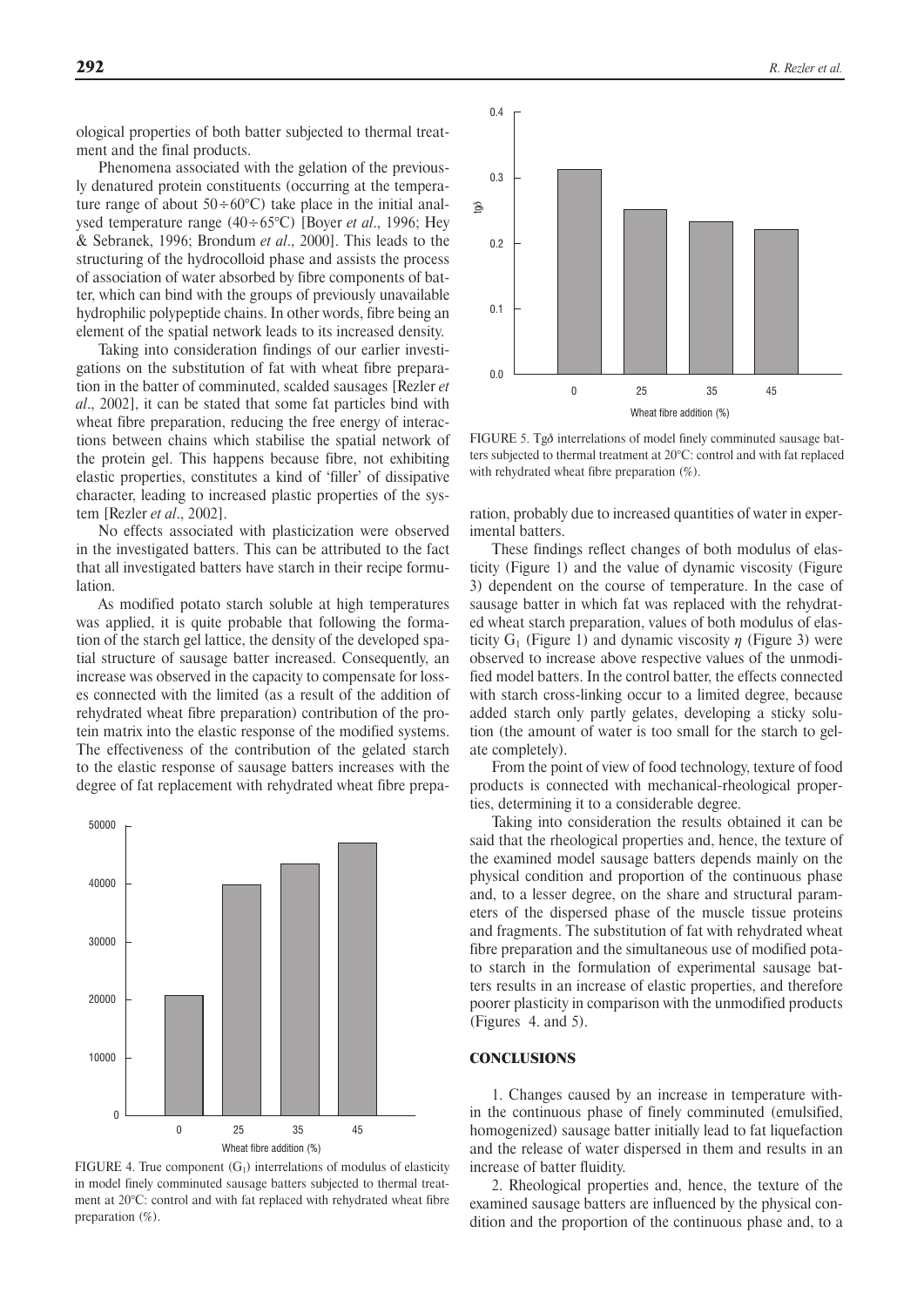ological properties of both batter subjected to thermal treatment and the final products.

Phenomena associated with the gelation of the previously denatured protein constituents (occurring at the temperature range of about 50÷60°C) take place in the initial analysed temperature range (40÷65°C) [Boyer *et al*., 1996; Hey & Sebranek, 1996; Brondum *et al*., 2000]. This leads to the structuring of the hydrocolloid phase and assists the process of association of water absorbed by fibre components of batter, which can bind with the groups of previously unavailable hydrophilic polypeptide chains. In other words, fibre being an element of the spatial network leads to its increased density.

Taking into consideration findings of our earlier investigations on the substitution of fat with wheat fibre preparation in the batter of comminuted, scalded sausages [Rezler *et al*., 2002], it can be stated that some fat particles bind with wheat fibre preparation, reducing the free energy of interactions between chains which stabilise the spatial network of the protein gel. This happens because fibre, not exhibiting elastic properties, constitutes a kind of 'filler' of dissipative character, leading to increased plastic properties of the system [Rezler *et al*., 2002].

No effects associated with plasticization were observed in the investigated batters. This can be attributed to the fact that all investigated batters have starch in their recipe formulation.

As modified potato starch soluble at high temperatures was applied, it is quite probable that following the formation of the starch gel lattice, the density of the developed spatial structure of sausage batter increased. Consequently, an increase was observed in the capacity to compensate for losses connected with the limited (as a result of the addition of rehydrated wheat fibre preparation) contribution of the protein matrix into the elastic response of the modified systems. The effectiveness of the contribution of the gelated starch to the elastic response of sausage batters increases with the degree of fat replacement with rehydrated wheat fibre preparation, probably due to increased quantities of water in experimental batters.

FIGURE 4. True component ($G_1$) interrelations of modulus of elasticity in model finely comminuted sausage batters subjected to thermal treatment at 20°C: control and with fat replaced with rehydrated wheat fibre preparation (%).

FIGURE 5. Tgδ interrelations of model finely comminuted sausage batters subjected to thermal treatment at 20°C: control and with fat replaced with rehydrated wheat fibre preparation (%).

These findings reflect changes of both modulus of elasticity (Figure 1) and the value of dynamic viscosity (Figure 3) dependent on the course of temperature. In the case of sausage batter in which fat was replaced with the rehydrated wheat starch preparation, values of both modulus of elasticity $G_1$ (Figure 1) and dynamic viscosity $\eta$ (Figure 3) were observed to increase above respective values of the unmodified model batters. In the control batter, the effects connected with starch cross-linking occur to a limited degree, because added starch only partly gelates, developing a sticky solution (the amount of water is too small for the starch to gelate completely).

From the point of view of food technology, texture of food products is connected with mechanical-rheological properties, determining it to a considerable degree.

Taking into consideration the results obtained it can be said that the rheological properties and, hence, the texture of the examined model sausage batters depends mainly on the physical condition and proportion of the continuous phase and, to a lesser degree, on the share and structural parameters of the dispersed phase of the muscle tissue proteins and fragments. The substitution of fat with rehydrated wheat fibre preparation and the simultaneous use of modified potato starch in the formulation of experimental sausage batters results in an increase of elastic properties, and therefore poorer plasticity in comparison with the unmodified products (Figures 4. and 5).

## CONCLUSIONS

1. Changes caused by an increase in temperature within the continuous phase of finely comminuted (emulsified, homogenized) sausage batter initially lead to fat liquefaction and the release of water dispersed in them and results in an increase of batter fluidity.

2. Rheological properties and, hence, the texture of the examined sausage batters are influenced by the physical condition and the proportion of the continuous phase and, to a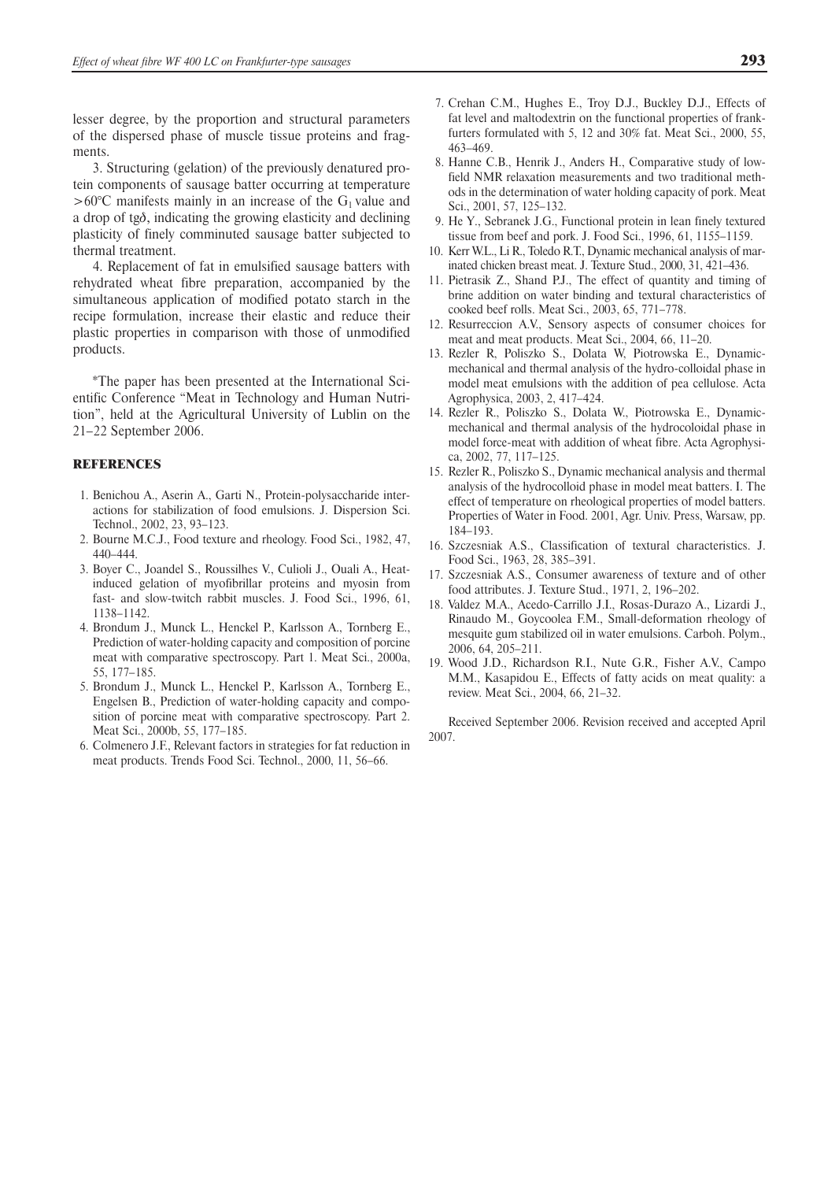lesser degree, by the proportion and structural parameters of the dispersed phase of muscle tissue proteins and fragments.

3. Structuring (gelation) of the previously denatured protein components of sausage batter occurring at temperature >60°C manifests mainly in an increase of the $G_1$ value and a drop of tg$\delta$, indicating the growing elasticity and declining plasticity of finely comminuted sausage batter subjected to thermal treatment.

4. Replacement of fat in emulsified sausage batters with rehydrated wheat fibre preparation, accompanied by the simultaneous application of modified potato starch in the recipe formulation, increase their elastic and reduce their plastic properties in comparison with those of unmodified products.

*The paper has been presented at the International Scientific Conference "Meat in Technology and Human Nutrition", held at the Agricultural University of Lublin on the 21–22 September 2006.

## REFERENCES

1. Benichou A., Aserin A., Garti N., Protein-polysaccharide interactions for stabilization of food emulsions. J. Dispersion Sci. Technol., 2002, 23, 93–123.
2. Bourne M.C.J., Food texture and rheology. Food Sci., 1982, 47, 440–444.
3. Boyer C., Joandel S., Roussilhes V., Culioli J., Ouali A., Heat-induced gelation of myofibrillar proteins and myosin from fast- and slow-twitch rabbit muscles. J. Food Sci., 1996, 61, 1138–1142.
4. Brondum J., Munck L., Henckel P., Karlsson A., Tornberg E., Prediction of water-holding capacity and composition of porcine meat with comparative spectroscopy. Part 1. Meat Sci., 2000a, 55, 177–185.
5. Brondum J., Munck L., Henckel P., Karlsson A., Tornberg E., Engelsen B., Prediction of water-holding capacity and composition of porcine meat with comparative spectroscopy. Part 2. Meat Sci., 2000b, 55, 177–185.
6. Colmenero J.F., Relevant factors in strategies for fat reduction in meat products. Trends Food Sci. Technol., 2000, 11, 56–66.
7. Crehan C.M., Hughes E., Troy D.J., Buckley D.J., Effects of fat level and maltodextrin on the functional properties of frankfurters formulated with 5, 12 and 30% fat. Meat Sci., 2000, 55, 463–469.
8. Hanne C.B., Henrik J., Anders H., Comparative study of low-field NMR relaxation measurements and two traditional methods in the determination of water holding capacity of pork. Meat Sci., 2001, 57, 125–132.
9. He Y., Sebranek J.G., Functional protein in lean finely textured tissue from beef and pork. J. Food Sci., 1996, 61, 1155–1159.
10. Kerr W.L., Li R., Toledo R.T., Dynamic mechanical analysis of marinated chicken breast meat. J. Texture Stud., 2000, 31, 421–436.
11. Pietrasik Z., Shand P.J., The effect of quantity and timing of brine addition on water binding and textural characteristics of cooked beef rolls. Meat Sci., 2003, 65, 771–778.
12. Resurreccion A.V., Sensory aspects of consumer choices for meat and meat products. Meat Sci., 2004, 66, 11–20.
13. Rezler R, Poliszko S., Dolata W, Piotrowska E., Dynamic-mechanical and thermal analysis of the hydro-colloidal phase in model meat emulsions with the addition of pea cellulose. Acta Agrophysica, 2003, 2, 417–424.
14. Rezler R., Poliszko S., Dolata W., Piotrowska E., Dynamic-mechanical and thermal analysis of the hydrocoloidal phase in model force-meat with addition of wheat fibre. Acta Agrophysica, 2002, 77, 117–125.
15. Rezler R., Poliszko S., Dynamic mechanical analysis and thermal analysis of the hydrocolloid phase in model meat batters. I. The effect of temperature on rheological properties of model batters. Properties of Water in Food. 2001, Agr. Univ. Press, Warsaw, pp. 184–193.
16. Szczesniak A.S., Classification of textural characteristics. J. Food Sci., 1963, 28, 385–391.
17. Szczesniak A.S., Consumer awareness of texture and of other food attributes. J. Texture Stud., 1971, 2, 196–202.
18. Valdez M.A., Acedo-Carrillo J.I., Rosas-Durazo A., Lizardi J., Rinaudo M., Goycoolea F.M., Small-deformation rheology of mesquite gum stabilized oil in water emulsions. Carboh. Polym., 2006, 64, 205–211.
19. Wood J.D., Richardson R.I., Nute G.R., Fisher A.V., Campo M.M., Kasapidou E., Effects of fatty acids on meat quality: a review. Meat Sci., 2004, 66, 21–32.

Received September 2006. Revision received and accepted April 2007.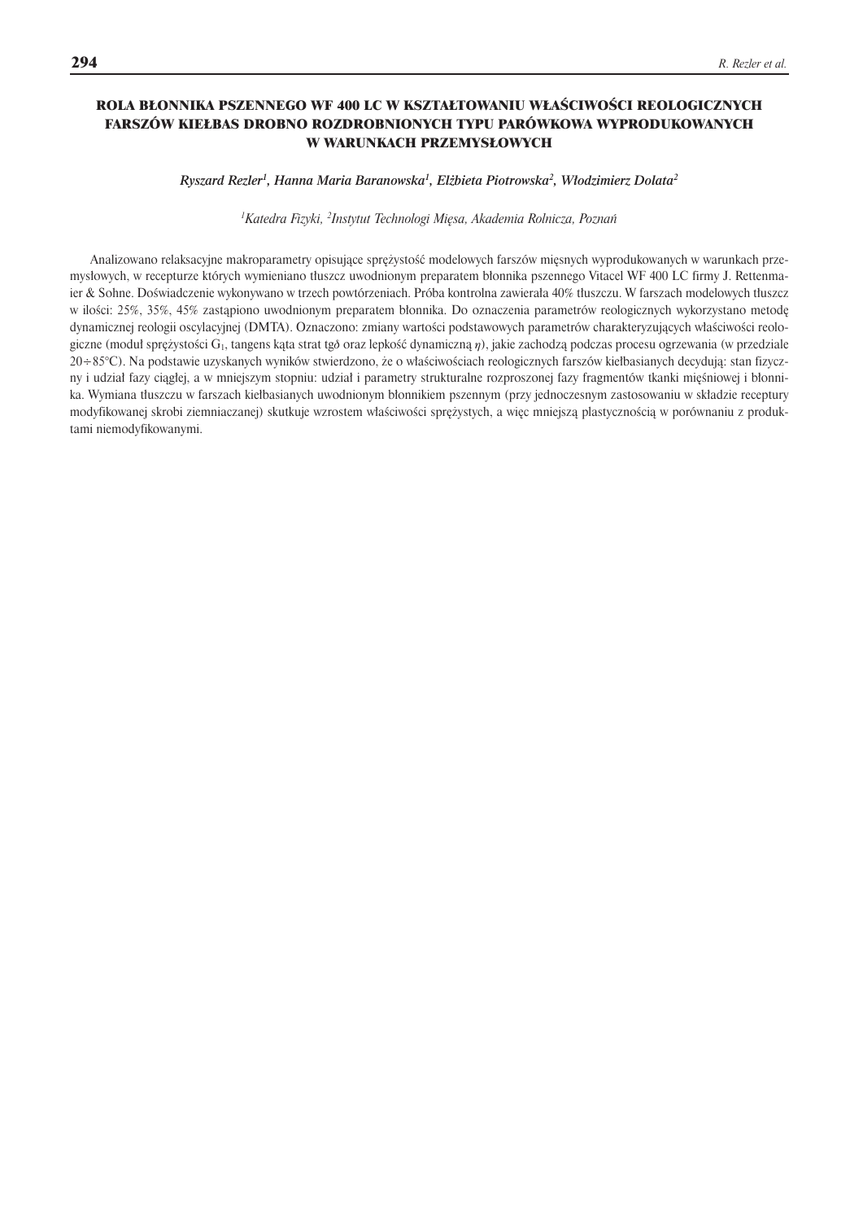## ROLA BŁONNIKA PSZENNEGO WF 400 LC W KSZTAŁTOWANIU WŁAŚCIWOŚCI REOLOGICZNYCH FARSZÓW KIEŁBAS DROBNO ROZDROBNIONYCH TYPU PARÓWKOWA WYPRODUKOWANYCH W WARUNKACH PRZEMYSŁOWYCH

*Ryszard Rezler[1], Hanna Maria Baranowska[1], Elżbieta Piotrowska[2], Włodzimierz Dolata[2]*

*[1]Katedra Fizyki, [2]Instytut Technologi Mięsa, Akademia Rolnicza, Poznań*

Analizowano relaksacyjne makroparametry opisujące sprężystość modelowych farszów mięsnych wyprodukowanych w warunkach przemysłowych, w recepturze których wymieniano tłuszcz uwodnionym preparatem błonnika pszennego Vitacel WF 400 LC firmy J. Rettenmaier & Sohne. Doświadczenie wykonywano w trzech powtórzeniach. Próba kontrolna zawierała 40% tłuszczu. W farszach modelowych tłuszcz w ilości: 25%, 35%, 45% zastąpiono uwodnionym preparatem błonnika. Do oznaczenia parametrów reologicznych wykorzystano metodę dynamicznej reologii oscylacyjnej (DMTA). Oznaczono: zmiany wartości podstawowych parametrów charakteryzujących właściwości reologiczne (moduł sprężystości $G_1$, tangens kąta strat tg$\delta$ oraz lepkość dynamiczną $\eta$), jakie zachodzą podczas procesu ogrzewania (w przedziale 20÷85°C). Na podstawie uzyskanych wyników stwierdzono, że o właściwościach reologicznych farszów kiełbasianych decydują: stan fizyczny i udział fazy ciągłej, a w mniejszym stopniu: udział i parametry strukturalne rozproszonej fazy fragmentów tkanki mięśniowej i błonnika. Wymiana tłuszczu w farszach kiełbasianych uwodnionym błonnikiem pszennym (przy jednoczesnym zastosowaniu w składzie receptury modyfikowanej skrobi ziemniaczanej) skutkuje wzrostem właściwości sprężystych, a więc mniejszą plastycznością w porównaniu z produktami niemodyfikowanymi.